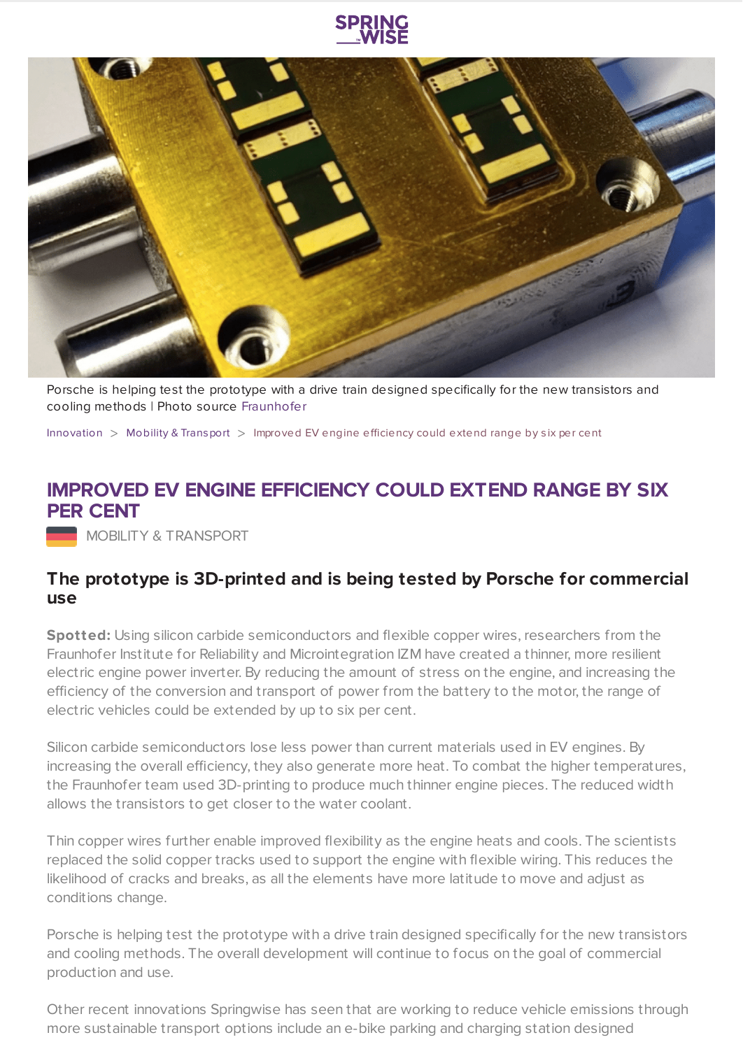Porsche is helping test the prototype with a drive train designed specifically for the new transistors and cooling methods | Photo source Fraunhofer

Innovation > Mobility & Transport > Improved EV engine efficiency could extend range by six per cent

# IMPROVED EV ENGINE EFFICIENCY COULD EXTEND RANGE BY SIX PER CENT

MOBILITY & TRANSPORT

## The prototype is 3D-printed and is being tested by Porsche for commercial use

**Spotted:** Using silicon carbide semiconductors and flexible copper wires, researchers from the Fraunhofer Institute for Reliability and Microintegration IZM have created a thinner, more resilient electric engine power inverter. By reducing the amount of stress on the engine, and increasing the efficiency of the conversion and transport of power from the battery to the motor, the range of electric vehicles could be extended by up to six per cent.

Silicon carbide semiconductors lose less power than current materials used in EV engines. By increasing the overall efficiency, they also generate more heat. To combat the higher temperatures, the Fraunhofer team used 3D-printing to produce much thinner engine pieces. The reduced width allows the transistors to get closer to the water coolant.

Thin copper wires further enable improved flexibility as the engine heats and cools. The scientists replaced the solid copper tracks used to support the engine with flexible wiring. This reduces the likelihood of cracks and breaks, as all the elements have more latitude to move and adjust as conditions change.

Porsche is helping test the prototype with a drive train designed specifically for the new transistors and cooling methods. The overall development will continue to focus on the goal of commercial production and use.

Other recent innovations Springwise has seen that are working to reduce vehicle emissions through more sustainable transport options include an e-bike parking and charging station designed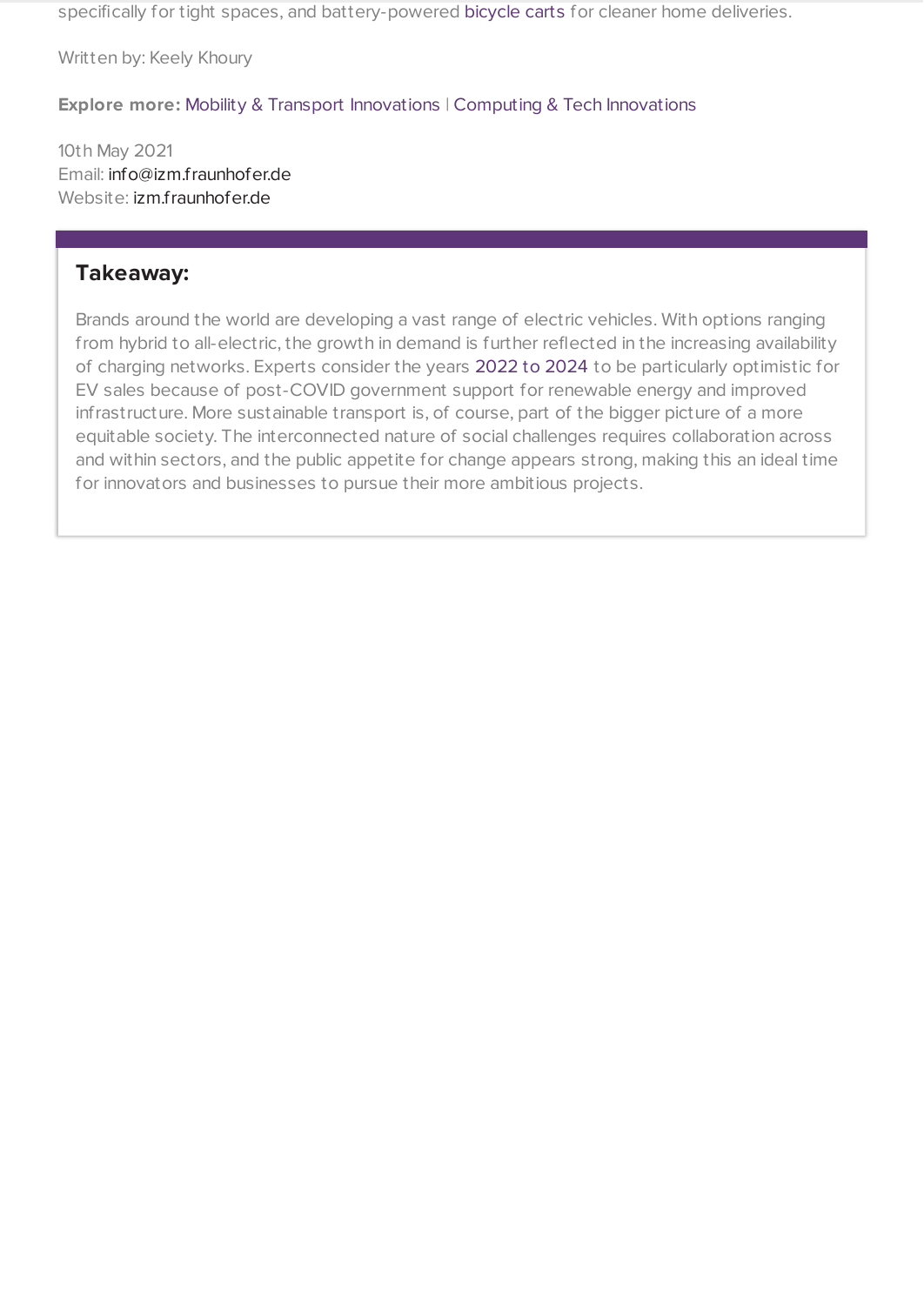specifically for tight spaces, and battery-powered bicycle carts for cleaner home deliveries.

Written by: Keely Khoury

**Explore more:** Mobility & Transport Innovations | Computing & Tech Innovations

10th May 2021
Email: info@izm.fraunhofer.de
Website: izm.fraunhofer.de

### Takeaway:

Brands around the world are developing a vast range of electric vehicles. With options ranging from hybrid to all-electric, the growth in demand is further reflected in the increasing availability of charging networks. Experts consider the years 2022 to 2024 to be particularly optimistic for EV sales because of post-COVID government support for renewable energy and improved infrastructure. More sustainable transport is, of course, part of the bigger picture of a more equitable society. The interconnected nature of social challenges requires collaboration across and within sectors, and the public appetite for change appears strong, making this an ideal time for innovators and businesses to pursue their more ambitious projects.